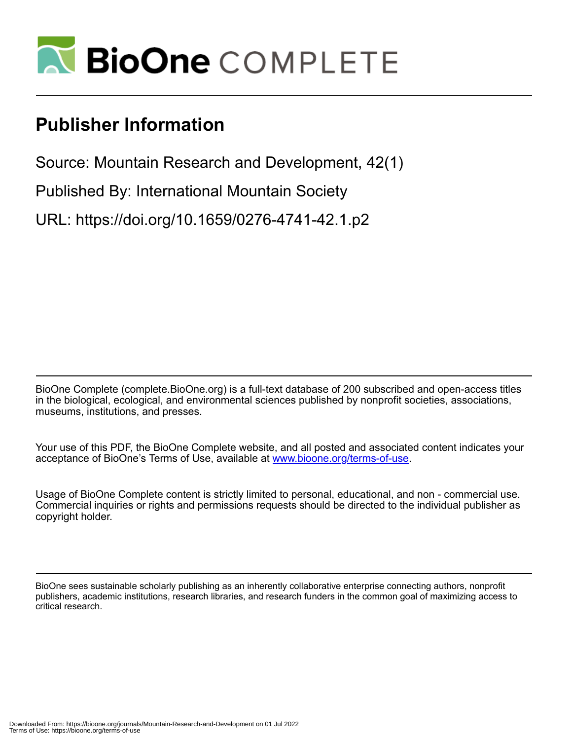# Publisher Information

Source: Mountain Research and Development, 42(1)

Published By: International Mountain Society

URL: https://doi.org/10.1659/0276-4741-42.1.p2

BioOne Complete (complete.BioOne.org) is a full-text database of 200 subscribed and open-access titles in the biological, ecological, and environmental sciences published by nonprofit societies, associations, museums, institutions, and presses.

Your use of this PDF, the BioOne Complete website, and all posted and associated content indicates your acceptance of BioOne's Terms of Use, available at www.bioone.org/terms-of-use.

Usage of BioOne Complete content is strictly limited to personal, educational, and non - commercial use. Commercial inquiries or rights and permissions requests should be directed to the individual publisher as copyright holder.

BioOne sees sustainable scholarly publishing as an inherently collaborative enterprise connecting authors, nonprofit publishers, academic institutions, research libraries, and research funders in the common goal of maximizing access to critical research.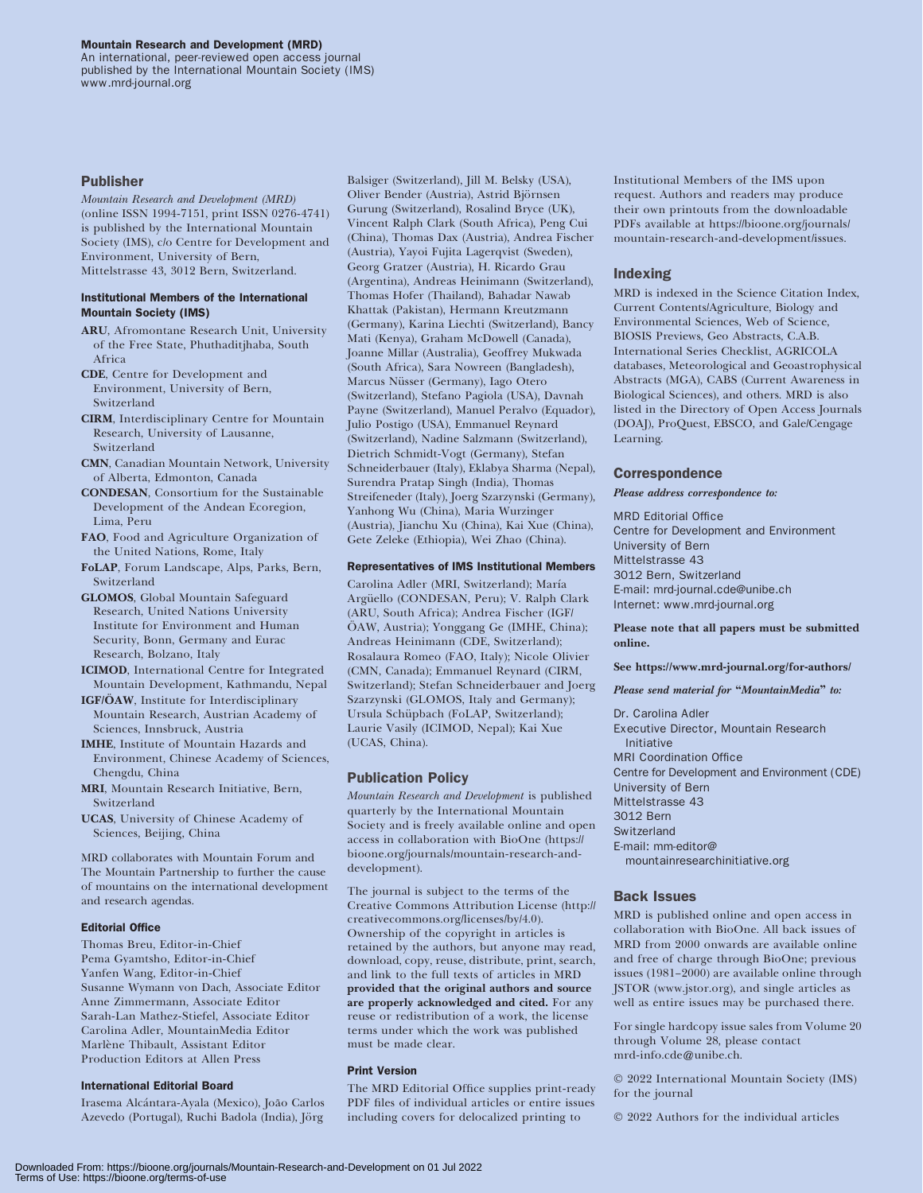**Mountain Research and Development (MRD)**
An international, peer-reviewed open access journal published by the International Mountain Society (IMS)
www.mrd-journal.org

## Publisher

*Mountain Research and Development (MRD)* (online ISSN 1994-7151, print ISSN 0276-4741) is published by the International Mountain Society (IMS), c/o Centre for Development and Environment, University of Bern, Mittelstrasse 43, 3012 Bern, Switzerland.

### Institutional Members of the International Mountain Society (IMS)

**ARU**, Afromontane Research Unit, University of the Free State, Phuthaditjhaba, South Africa
**CDE**, Centre for Development and Environment, University of Bern, Switzerland
**CIRM**, Interdisciplinary Centre for Mountain Research, University of Lausanne, Switzerland
**CMN**, Canadian Mountain Network, University of Alberta, Edmonton, Canada
**CONDESAN**, Consortium for the Sustainable Development of the Andean Ecoregion, Lima, Peru
**FAO**, Food and Agriculture Organization of the United Nations, Rome, Italy
**FoLAP**, Forum Landscape, Alps, Parks, Bern, Switzerland
**GLOMOS**, Global Mountain Safeguard Research, United Nations University Institute for Environment and Human Security, Bonn, Germany and Eurac Research, Bolzano, Italy
**ICIMOD**, International Centre for Integrated Mountain Development, Kathmandu, Nepal
**IGF/ÖAW**, Institute for Interdisciplinary Mountain Research, Austrian Academy of Sciences, Innsbruck, Austria
**IMHE**, Institute of Mountain Hazards and Environment, Chinese Academy of Sciences, Chengdu, China
**MRI**, Mountain Research Initiative, Bern, Switzerland
**UCAS**, University of Chinese Academy of Sciences, Beijing, China

MRD collaborates with Mountain Forum and The Mountain Partnership to further the cause of mountains on the international development and research agendas.

### Editorial Office

Thomas Breu, Editor-in-Chief
Pema Gyamtsho, Editor-in-Chief
Yanfen Wang, Editor-in-Chief
Susanne Wymann von Dach, Associate Editor
Anne Zimmermann, Associate Editor
Sarah-Lan Mathez-Stiefel, Associate Editor
Carolina Adler, MountainMedia Editor
Marlène Thibault, Assistant Editor
Production Editors at Allen Press

### International Editorial Board

Irasema Alcántara-Ayala (Mexico), João Carlos Azevedo (Portugal), Ruchi Badola (India), Jörg Balsiger (Switzerland), Jill M. Belsky (USA), Oliver Bender (Austria), Astrid Björnsen Gurung (Switzerland), Rosalind Bryce (UK), Vincent Ralph Clark (South Africa), Peng Cui (China), Thomas Dax (Austria), Andrea Fischer (Austria), Yayoi Fujita Lagerqvist (Sweden), Georg Gratzer (Austria), H. Ricardo Grau (Argentina), Andreas Heinimann (Switzerland), Thomas Hofer (Thailand), Bahadar Nawab Khattak (Pakistan), Hermann Kreutzmann (Germany), Karina Liechti (Switzerland), Bancy Mati (Kenya), Graham McDowell (Canada), Joanne Millar (Australia), Geoffrey Mukwada (South Africa), Sara Nowreen (Bangladesh), Marcus Nüsser (Germany), Iago Otero (Switzerland), Stefano Pagiola (USA), Davnah Payne (Switzerland), Manuel Peralvo (Equador), Julio Postigo (USA), Emmanuel Reynard (Switzerland), Nadine Salzmann (Switzerland), Dietrich Schmidt-Vogt (Germany), Stefan Schneiderbauer (Italy), Eklabya Sharma (Nepal), Surendra Pratap Singh (India), Thomas Streifeneder (Italy), Joerg Szarzynski (Germany), Yanhong Wu (China), Maria Wurzinger (Austria), Jianchu Xu (China), Kai Xue (China), Gete Zeleke (Ethiopia), Wei Zhao (China).

### Representatives of IMS Institutional Members

Carolina Adler (MRI, Switzerland); María Argüello (CONDESAN, Peru); V. Ralph Clark (ARU, South Africa); Andrea Fischer (IGF/ÖAW, Austria); Yonggang Ge (IMHE, China); Andreas Heinimann (CDE, Switzerland); Rosalaura Romeo (FAO, Italy); Nicole Olivier (CMN, Canada); Emmanuel Reynard (CIRM, Switzerland); Stefan Schneiderbauer and Joerg Szarzynski (GLOMOS, Italy and Germany); Ursula Schüpbach (FoLAP, Switzerland); Laurie Vasily (ICIMOD, Nepal); Kai Xue (UCAS, China).

## Publication Policy

*Mountain Research and Development* is published quarterly by the International Mountain Society and is freely available online and open access in collaboration with BioOne (https://bioone.org/journals/mountain-research-and-development).

The journal is subject to the terms of the Creative Commons Attribution License (http://creativecommons.org/licenses/by/4.0). Ownership of the copyright in articles is retained by the authors, but anyone may read, download, copy, reuse, distribute, print, search, and link to the full texts of articles in MRD **provided that the original authors and source are properly acknowledged and cited.** For any reuse or redistribution of a work, the license terms under which the work was published must be made clear.

### Print Version

The MRD Editorial Office supplies print-ready PDF files of individual articles or entire issues including covers for delocalized printing to Institutional Members of the IMS upon request. Authors and readers may produce their own printouts from the downloadable PDFs available at https://bioone.org/journals/mountain-research-and-development/issues.

## Indexing

MRD is indexed in the Science Citation Index, Current Contents/Agriculture, Biology and Environmental Sciences, Web of Science, BIOSIS Previews, Geo Abstracts, C.A.B. International Series Checklist, AGRICOLA databases, Meteorological and Geoastrophysical Abstracts (MGA), CABS (Current Awareness in Biological Sciences), and others. MRD is also listed in the Directory of Open Access Journals (DOAJ), ProQuest, EBSCO, and Gale/Cengage Learning.

## Correspondence

***Please address correspondence to:***

MRD Editorial Office
Centre for Development and Environment
University of Bern
Mittelstrasse 43
3012 Bern, Switzerland
E-mail: mrd-journal.cde@unibe.ch
Internet: www.mrd-journal.org

**Please note that all papers must be submitted online.**

**See https://www.mrd-journal.org/for-authors/**

***Please send material for "MountainMedia" to:***

Dr. Carolina Adler
Executive Director, Mountain Research Initiative
MRI Coordination Office
Centre for Development and Environment (CDE)
University of Bern
Mittelstrasse 43
3012 Bern
Switzerland
E-mail: mm-editor@mountainresearchinitiative.org

## Back Issues

MRD is published online and open access in collaboration with BioOne. All back issues of MRD from 2000 onwards are available online and free of charge through BioOne; previous issues (1981–2000) are available online through JSTOR (www.jstor.org), and single articles as well as entire issues may be purchased there.

For single hardcopy issue sales from Volume 20 through Volume 28, please contact mrd-info.cde@unibe.ch.

© 2022 International Mountain Society (IMS) for the journal

© 2022 Authors for the individual articles